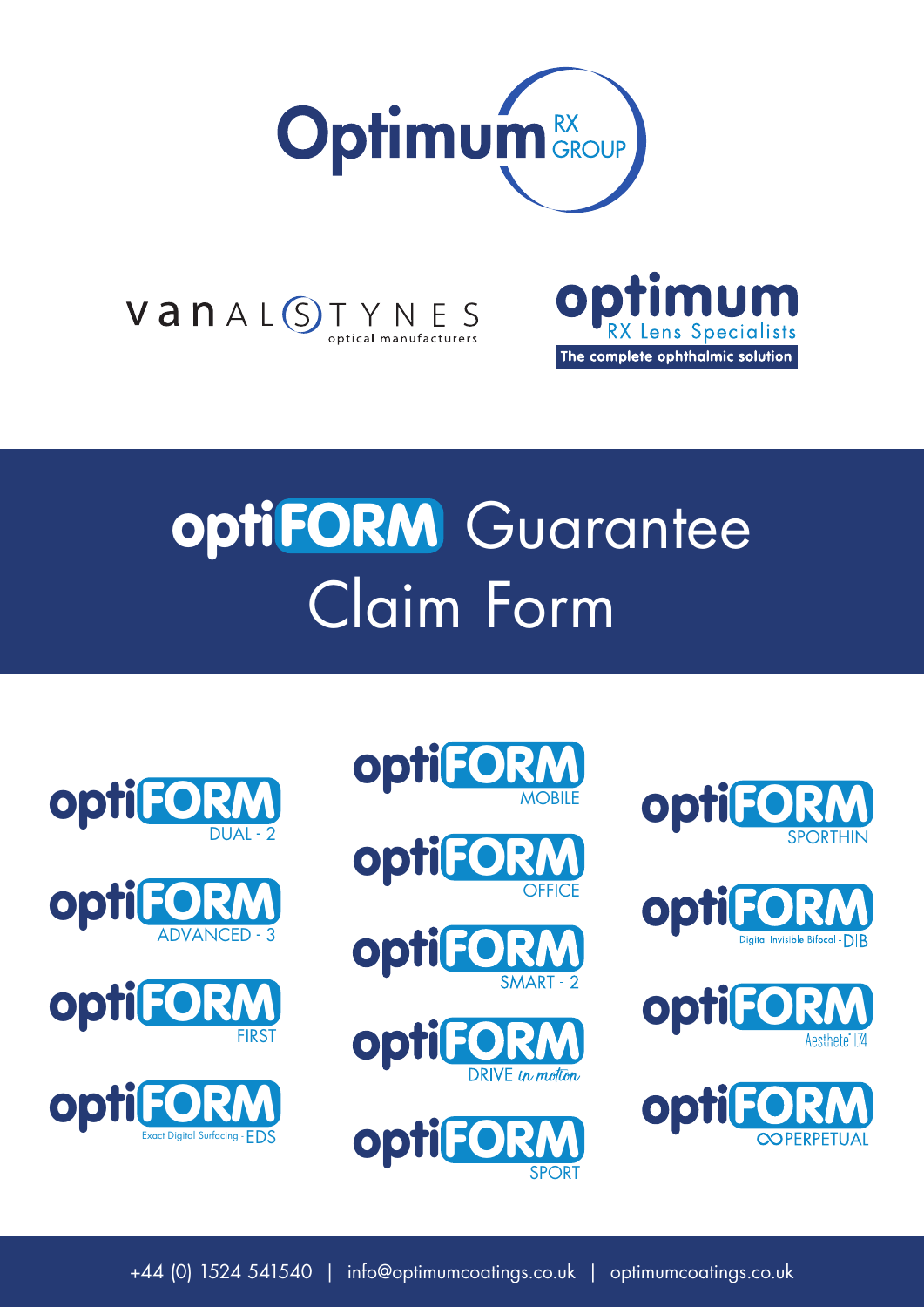Optimum RX GROUP

vanALSTYNES optical manufacturers

optimum RX Lens Specialists
The complete ophthalmic solution

# optiFORM Guarantee Claim Form

optiFORM DUAL - 2

optiFORM ADVANCED - 3

optiFORM FIRST

optiFORM Exact Digital Surfacing - EDS

optiFORM MOBILE

optiFORM OFFICE

optiFORM SMART - 2

optiFORM DRIVE in motion

optiFORM SPORT

optiFORM SPORTHIN

optiFORM Digital Invisible Bifocal - DIB

optiFORM Aesthete 1.74

optiFORM ∞PERPETUAL

+44 (0) 1524 541540 | info@optimumcoatings.co.uk | optimumcoatings.co.uk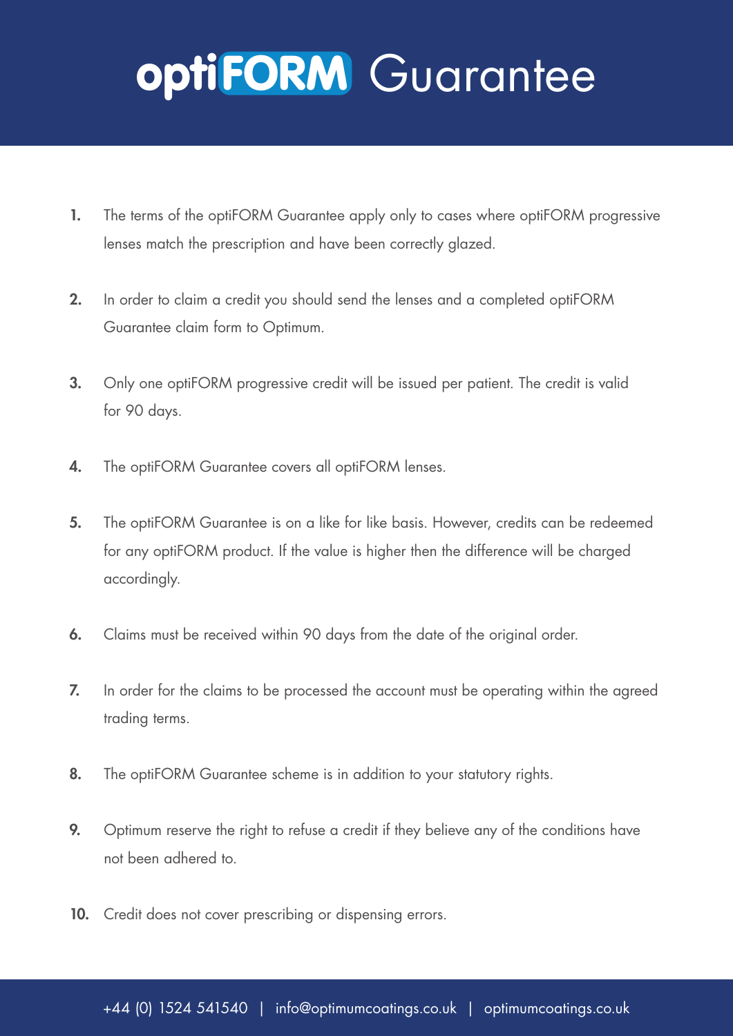# optiFORM Guarantee

1. The terms of the optiFORM Guarantee apply only to cases where optiFORM progressive lenses match the prescription and have been correctly glazed.

2. In order to claim a credit you should send the lenses and a completed optiFORM Guarantee claim form to Optimum.

3. Only one optiFORM progressive credit will be issued per patient. The credit is valid for 90 days.

4. The optiFORM Guarantee covers all optiFORM lenses.

5. The optiFORM Guarantee is on a like for like basis. However, credits can be redeemed for any optiFORM product. If the value is higher then the difference will be charged accordingly.

6. Claims must be received within 90 days from the date of the original order.

7. In order for the claims to be processed the account must be operating within the agreed trading terms.

8. The optiFORM Guarantee scheme is in addition to your statutory rights.

9. Optimum reserve the right to refuse a credit if they believe any of the conditions have not been adhered to.

10. Credit does not cover prescribing or dispensing errors.

+44 (0) 1524 541540 | info@optimumcoatings.co.uk | optimumcoatings.co.uk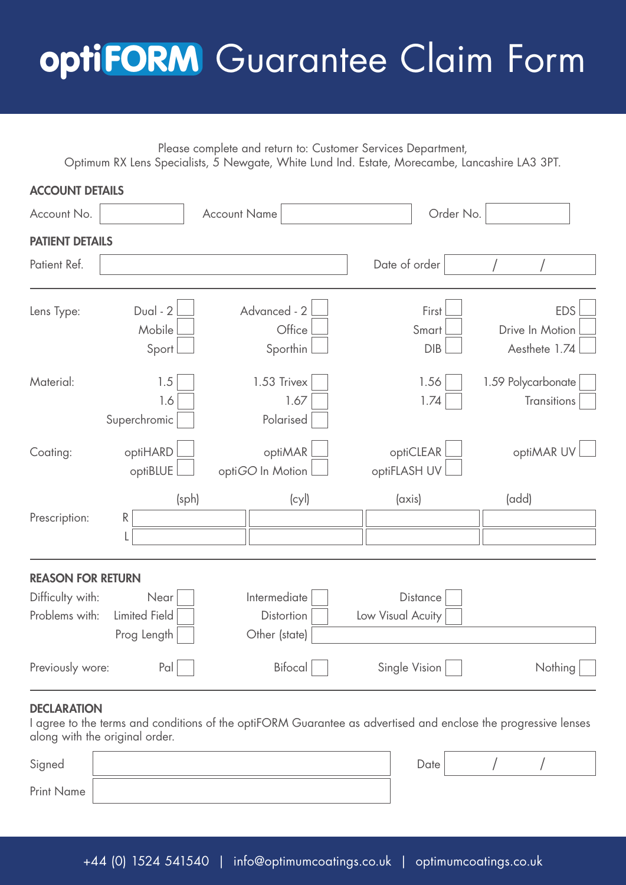# optiFORM Guarantee Claim Form

Please complete and return to: Customer Services Department,
Optimum RX Lens Specialists, 5 Newgate, White Lund Ind. Estate, Morecambe, Lancashire LA3 3PT.

## ACCOUNT DETAILS

Account No. ☐ Account Name ☐ Order No. ☐

## PATIENT DETAILS

Patient Ref. ☐ Date of order / /

---

**Lens Type:**

| | | | |
|---|---|---|---|
| Dual - 2 ☐ | Advanced - 2 ☐ | First ☐ | EDS ☐ |
| Mobile ☐ | Office ☐ | Smart ☐ | Drive In Motion ☐ |
| Sport ☐ | Sporthin ☐ | DIB ☐ | Aesthete 1.74 ☐ |

**Material:**

| | | | |
|---|---|---|---|
| 1.5 ☐ | 1.53 Trivex ☐ | 1.56 ☐ | 1.59 Polycarbonate ☐ |
| 1.6 ☐ | 1.67 ☐ | 1.74 ☐ | Transitions ☐ |
| Superchromic ☐ | Polarised ☐ | | |

**Coating:**

| | | | |
|---|---|---|---|
| optiHARD ☐ | optiMAR ☐ | optiCLEAR ☐ | optiMAR UV ☐ |
| optiBLUE ☐ | opti*GO* In Motion ☐ | optiFLASH UV ☐ | |

**Prescription:**

| | (sph) | (cyl) | (axis) | (add) |
|---|---|---|---|---|
| R | | | | |
| L | | | | |

---

## REASON FOR RETURN

Difficulty with: Near ☐ Intermediate ☐ Distance ☐

Problems with: Limited Field ☐ Distortion ☐ Low Visual Acuity ☐

Prog Length ☐ Other (state) ☐

Previously wore: Pal ☐ Bifocal ☐ Single Vision ☐ Nothing ☐

---

## DECLARATION

I agree to the terms and conditions of the optiFORM Guarantee as advertised and enclose the progressive lenses along with the original order.

Signed ☐ Date / /

Print Name ☐

+44 (0) 1524 541540 | info@optimumcoatings.co.uk | optimumcoatings.co.uk